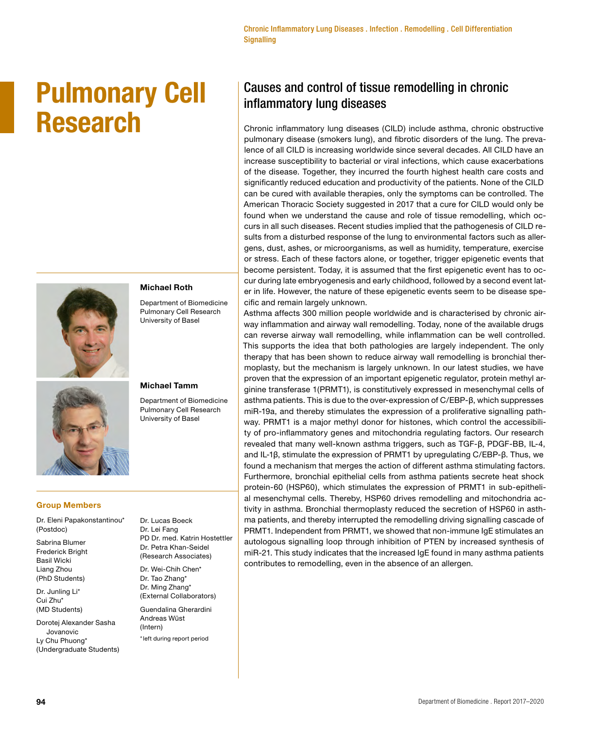Chronic Inflammatory Lung Diseases . Infection . Remodelling . Cell Differentiation Signalling

# Pulmonary Cell Research

**Michael Roth**

Department of Biomedicine
Pulmonary Cell Research
University of Basel

**Michael Tamm**

Department of Biomedicine
Pulmonary Cell Research
University of Basel

### Group Members

Dr. Eleni Papakonstantinou*
(Postdoc)

Sabrina Blumer
Frederick Bright
Basil Wicki
Liang Zhou
(PhD Students)

Dr. Junling Li*
Cui Zhu*
(MD Students)

Dorotej Alexander Sasha Jovanovic
Ly Chu Phuong*
(Undergraduate Students)

Dr. Lucas Boeck
Dr. Lei Fang
PD Dr. med. Katrin Hostettler
Dr. Petra Khan-Seidel
(Research Associates)

Dr. Wei-Chih Chen*
Dr. Tao Zhang*
Dr. Ming Zhang*
(External Collaborators)

Guendalina Gherardini
Andreas Wüst
(Intern)

*left during report period

## Causes and control of tissue remodelling in chronic inflammatory lung diseases

Chronic inflammatory lung diseases (CILD) include asthma, chronic obstructive pulmonary disease (smokers lung), and fibrotic disorders of the lung. The prevalence of all CILD is increasing worldwide since several decades. All CILD have an increase susceptibility to bacterial or viral infections, which cause exacerbations of the disease. Together, they incurred the fourth highest health care costs and significantly reduced education and productivity of the patients. None of the CILD can be cured with available therapies, only the symptoms can be controlled. The American Thoracic Society suggested in 2017 that a cure for CILD would only be found when we understand the cause and role of tissue remodelling, which occurs in all such diseases. Recent studies implied that the pathogenesis of CILD results from a disturbed response of the lung to environmental factors such as allergens, dust, ashes, or microorganisms, as well as humidity, temperature, exercise or stress. Each of these factors alone, or together, trigger epigenetic events that become persistent. Today, it is assumed that the first epigenetic event has to occur during late embryogenesis and early childhood, followed by a second event later in life. However, the nature of these epigenetic events seem to be disease specific and remain largely unknown.

Asthma affects 300 million people worldwide and is characterised by chronic airway inflammation and airway wall remodelling. Today, none of the available drugs can reverse airway wall remodelling, while inflammation can be well controlled. This supports the idea that both pathologies are largely independent. The only therapy that has been shown to reduce airway wall remodelling is bronchial thermoplasty, but the mechanism is largely unknown. In our latest studies, we have proven that the expression of an important epigenetic regulator, protein methyl arginine transferase 1(PRMT1), is constitutively expressed in mesenchymal cells of asthma patients. This is due to the over-expression of C/EBP-β, which suppresses miR-19a, and thereby stimulates the expression of a proliferative signalling pathway. PRMT1 is a major methyl donor for histones, which control the accessibility of pro-inflammatory genes and mitochondria regulating factors. Our research revealed that many well-known asthma triggers, such as TGF-β, PDGF-BB, IL-4, and IL-1β, stimulate the expression of PRMT1 by upregulating C/EBP-β. Thus, we found a mechanism that merges the action of different asthma stimulating factors. Furthermore, bronchial epithelial cells from asthma patients secrete heat shock protein-60 (HSP60), which stimulates the expression of PRMT1 in sub-epithelial mesenchymal cells. Thereby, HSP60 drives remodelling and mitochondria activity in asthma. Bronchial thermoplasty reduced the secretion of HSP60 in asthma patients, and thereby interrupted the remodelling driving signalling cascade of PRMT1. Independent from PRMT1, we showed that non-immune IgE stimulates an autologous signalling loop through inhibition of PTEN by increased synthesis of miR-21. This study indicates that the increased IgE found in many asthma patients contributes to remodelling, even in the absence of an allergen.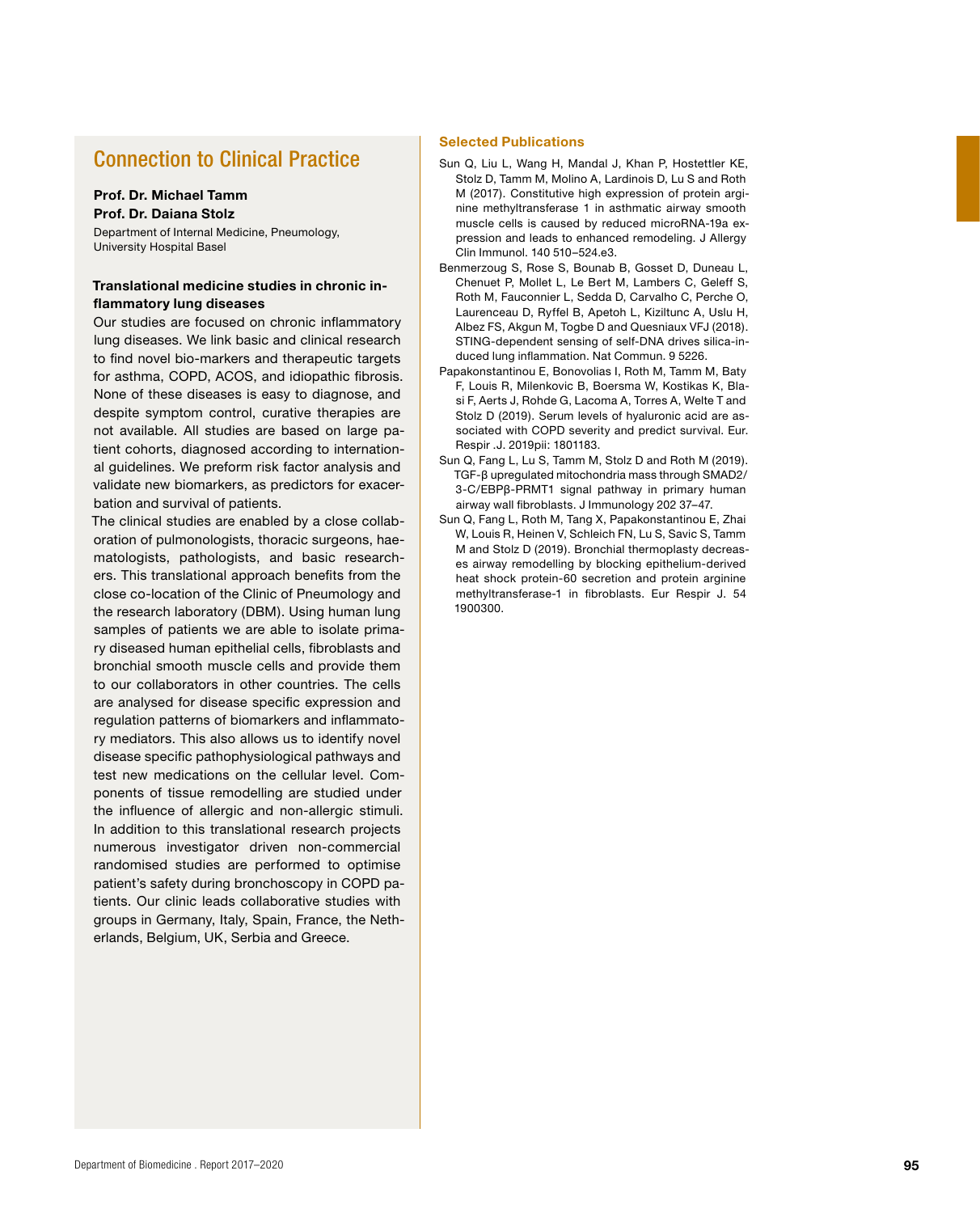## Connection to Clinical Practice

**Prof. Dr. Michael Tamm**
**Prof. Dr. Daiana Stolz**

Department of Internal Medicine, Pneumology, University Hospital Basel

### Translational medicine studies in chronic inflammatory lung diseases

Our studies are focused on chronic inflammatory lung diseases. We link basic and clinical research to find novel bio-markers and therapeutic targets for asthma, COPD, ACOS, and idiopathic fibrosis. None of these diseases is easy to diagnose, and despite symptom control, curative therapies are not available. All studies are based on large patient cohorts, diagnosed according to international guidelines. We preform risk factor analysis and validate new biomarkers, as predictors for exacerbation and survival of patients.

The clinical studies are enabled by a close collaboration of pulmonologists, thoracic surgeons, haematologists, pathologists, and basic researchers. This translational approach benefits from the close co-location of the Clinic of Pneumology and the research laboratory (DBM). Using human lung samples of patients we are able to isolate primary diseased human epithelial cells, fibroblasts and bronchial smooth muscle cells and provide them to our collaborators in other countries. The cells are analysed for disease specific expression and regulation patterns of biomarkers and inflammatory mediators. This also allows us to identify novel disease specific pathophysiological pathways and test new medications on the cellular level. Components of tissue remodelling are studied under the influence of allergic and non-allergic stimuli. In addition to this translational research projects numerous investigator driven non-commercial randomised studies are performed to optimise patient's safety during bronchoscopy in COPD patients. Our clinic leads collaborative studies with groups in Germany, Italy, Spain, France, the Netherlands, Belgium, UK, Serbia and Greece.

### Selected Publications

Sun Q, Liu L, Wang H, Mandal J, Khan P, Hostettler KE, Stolz D, Tamm M, Molino A, Lardinois D, Lu S and Roth M (2017). Constitutive high expression of protein arginine methyltransferase 1 in asthmatic airway smooth muscle cells is caused by reduced microRNA-19a expression and leads to enhanced remodeling. J Allergy Clin Immunol. 140 510–524.e3.

Benmerzoug S, Rose S, Bounab B, Gosset D, Duneau L, Chenuet P, Mollet L, Le Bert M, Lambers C, Geleff S, Roth M, Fauconnier L, Sedda D, Carvalho C, Perche O, Laurenceau D, Ryffel B, Apetoh L, Kiziltunc A, Uslu H, Albez FS, Akgun M, Togbe D and Quesniaux VFJ (2018). STING-dependent sensing of self-DNA drives silica-induced lung inflammation. Nat Commun. 9 5226.

Papakonstantinou E, Bonovolias I, Roth M, Tamm M, Baty F, Louis R, Milenkovic B, Boersma W, Kostikas K, Blasi F, Aerts J, Rohde G, Lacoma A, Torres A, Welte T and Stolz D (2019). Serum levels of hyaluronic acid are associated with COPD severity and predict survival. Eur. Respir .J. 2019pii: 1801183.

Sun Q, Fang L, Lu S, Tamm M, Stolz D and Roth M (2019). TGF-β upregulated mitochondria mass through SMAD2/3-C/EBPβ-PRMT1 signal pathway in primary human airway wall fibroblasts. J Immunology 202 37–47.

Sun Q, Fang L, Roth M, Tang X, Papakonstantinou E, Zhai W, Louis R, Heinen V, Schleich FN, Lu S, Savic S, Tamm M and Stolz D (2019). Bronchial thermoplasty decreases airway remodelling by blocking epithelium-derived heat shock protein-60 secretion and protein arginine methyltransferase-1 in fibroblasts. Eur Respir J. 54 1900300.